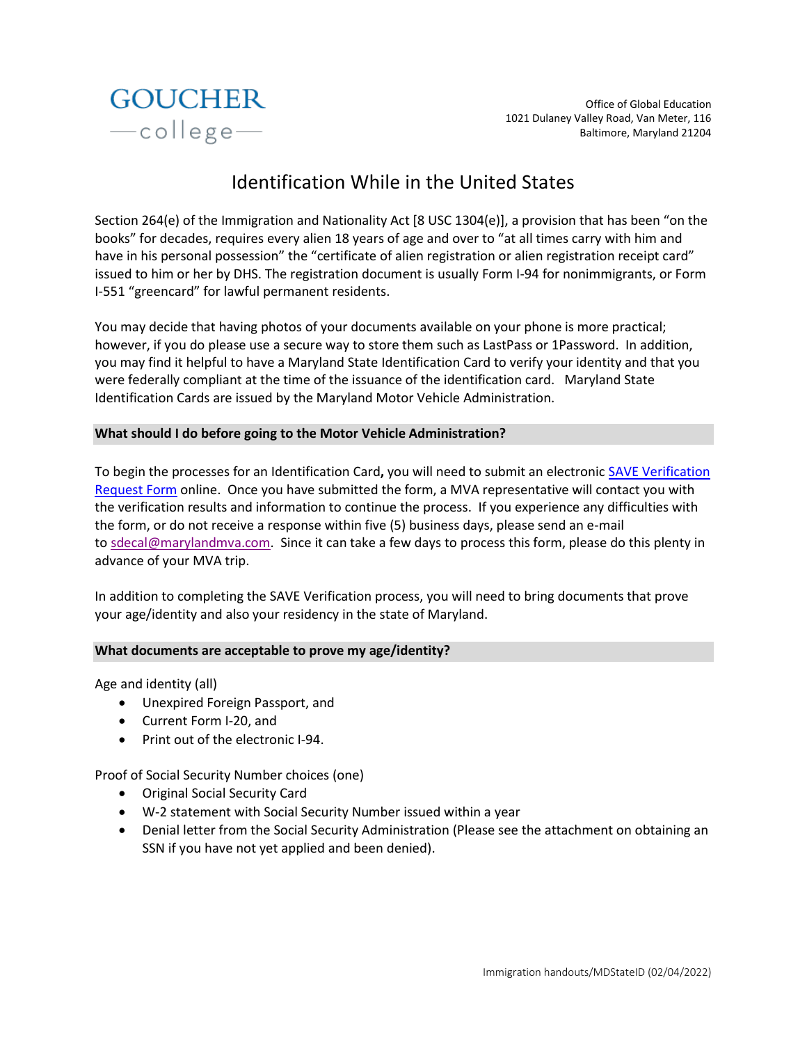GOUCHER
college

Office of Global Education
1021 Dulaney Valley Road, Van Meter, 116
Baltimore, Maryland 21204

# Identification While in the United States

Section 264(e) of the Immigration and Nationality Act [8 USC 1304(e)], a provision that has been "on the books" for decades, requires every alien 18 years of age and over to "at all times carry with him and have in his personal possession" the "certificate of alien registration or alien registration receipt card" issued to him or her by DHS. The registration document is usually Form I-94 for nonimmigrants, or Form I-551 "greencard" for lawful permanent residents.

You may decide that having photos of your documents available on your phone is more practical; however, if you do please use a secure way to store them such as LastPass or 1Password. In addition, you may find it helpful to have a Maryland State Identification Card to verify your identity and that you were federally compliant at the time of the issuance of the identification card. Maryland State Identification Cards are issued by the Maryland Motor Vehicle Administration.

## What should I do before going to the Motor Vehicle Administration?

To begin the processes for an Identification Card**,** you will need to submit an electronic [SAVE Verification Request Form](SAVE Verification Request Form) online. Once you have submitted the form, a MVA representative will contact you with the verification results and information to continue the process. If you experience any difficulties with the form, or do not receive a response within five (5) business days, please send an e-mail to [sdecal@marylandmva.com](mailto:sdecal@marylandmva.com). Since it can take a few days to process this form, please do this plenty in advance of your MVA trip.

In addition to completing the SAVE Verification process, you will need to bring documents that prove your age/identity and also your residency in the state of Maryland.

## What documents are acceptable to prove my age/identity?

Age and identity (all)

- Unexpired Foreign Passport, and
- Current Form I-20, and
- Print out of the electronic I-94.

Proof of Social Security Number choices (one)

- Original Social Security Card
- W-2 statement with Social Security Number issued within a year
- Denial letter from the Social Security Administration (Please see the attachment on obtaining an SSN if you have not yet applied and been denied).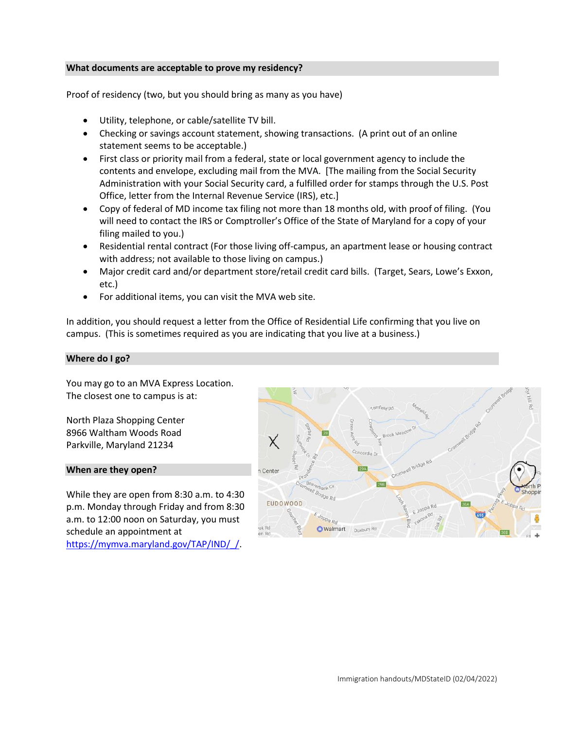## What documents are acceptable to prove my residency?

Proof of residency (two, but you should bring as many as you have)

- Utility, telephone, or cable/satellite TV bill.
- Checking or savings account statement, showing transactions. (A print out of an online statement seems to be acceptable.)
- First class or priority mail from a federal, state or local government agency to include the contents and envelope, excluding mail from the MVA. [The mailing from the Social Security Administration with your Social Security card, a fulfilled order for stamps through the U.S. Post Office, letter from the Internal Revenue Service (IRS), etc.]
- Copy of federal of MD income tax filing not more than 18 months old, with proof of filing. (You will need to contact the IRS or Comptroller's Office of the State of Maryland for a copy of your filing mailed to you.)
- Residential rental contract (For those living off-campus, an apartment lease or housing contract with address; not available to those living on campus.)
- Major credit card and/or department store/retail credit card bills. (Target, Sears, Lowe's Exxon, etc.)
- For additional items, you can visit the MVA web site.

In addition, you should request a letter from the Office of Residential Life confirming that you live on campus. (This is sometimes required as you are indicating that you live at a business.)

## Where do I go?

You may go to an MVA Express Location. The closest one to campus is at:

North Plaza Shopping Center
8966 Waltham Woods Road
Parkville, Maryland 21234

## When are they open?

While they are open from 8:30 a.m. to 4:30 p.m. Monday through Friday and from 8:30 a.m. to 12:00 noon on Saturday, you must schedule an appointment at [https://mymva.maryland.gov/TAP/IND/_/](https://mymva.maryland.gov/TAP/IND/_/).